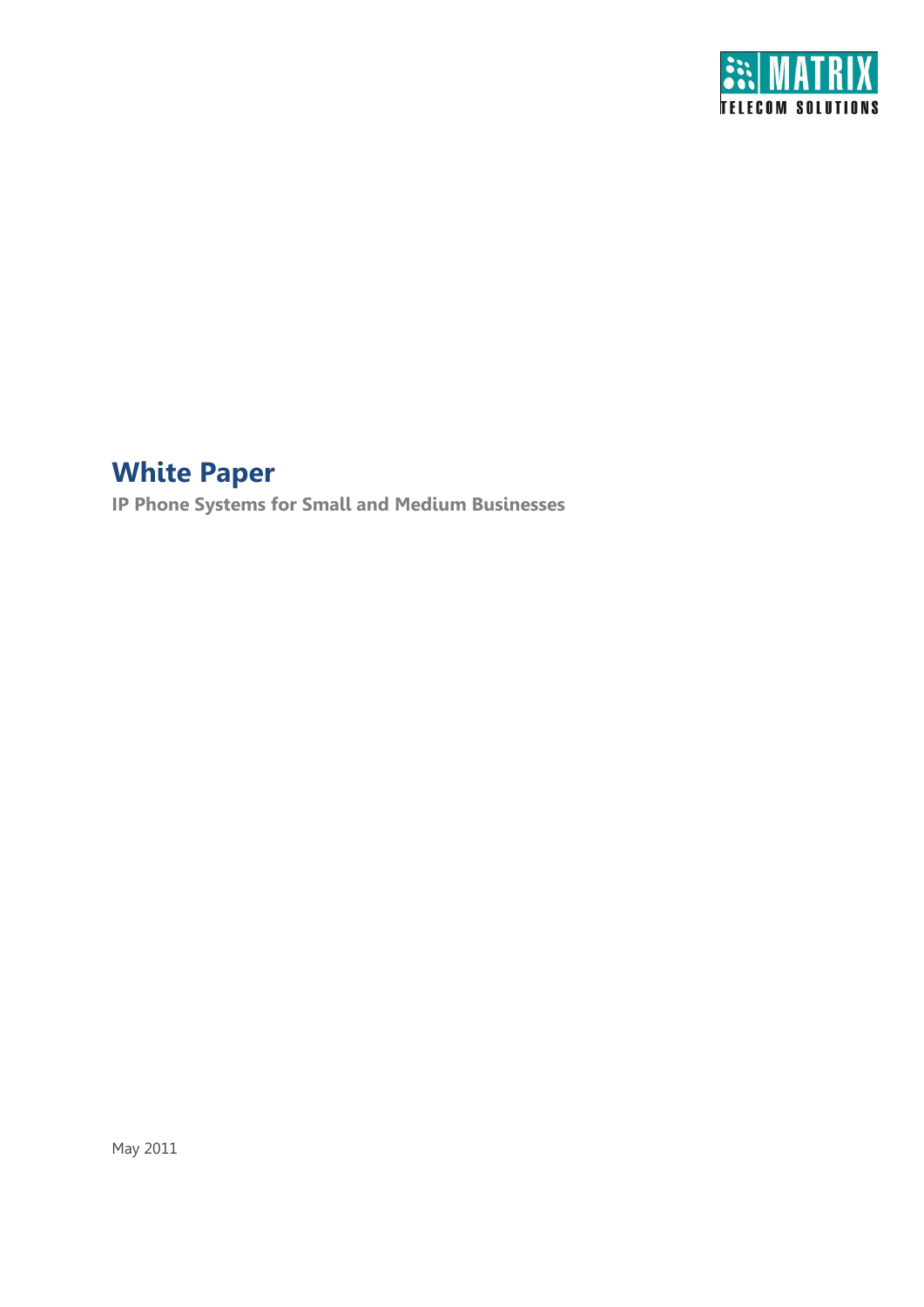MATRIX
TELECOM SOLUTIONS

# White Paper

**IP Phone Systems for Small and Medium Businesses**

May 2011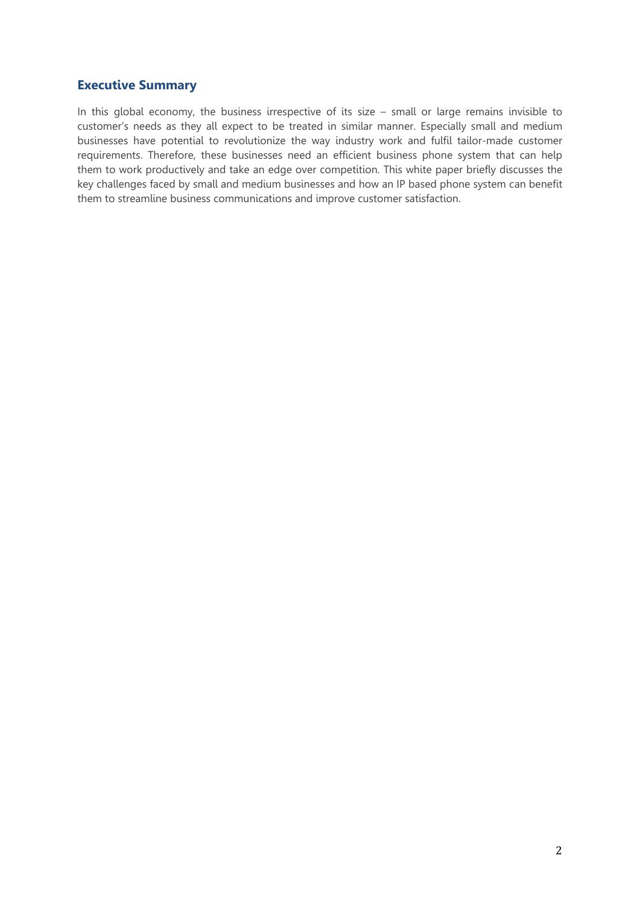## Executive Summary

In this global economy, the business irrespective of its size – small or large remains invisible to customer's needs as they all expect to be treated in similar manner. Especially small and medium businesses have potential to revolutionize the way industry work and fulfil tailor-made customer requirements. Therefore, these businesses need an efficient business phone system that can help them to work productively and take an edge over competition. This white paper briefly discusses the key challenges faced by small and medium businesses and how an IP based phone system can benefit them to streamline business communications and improve customer satisfaction.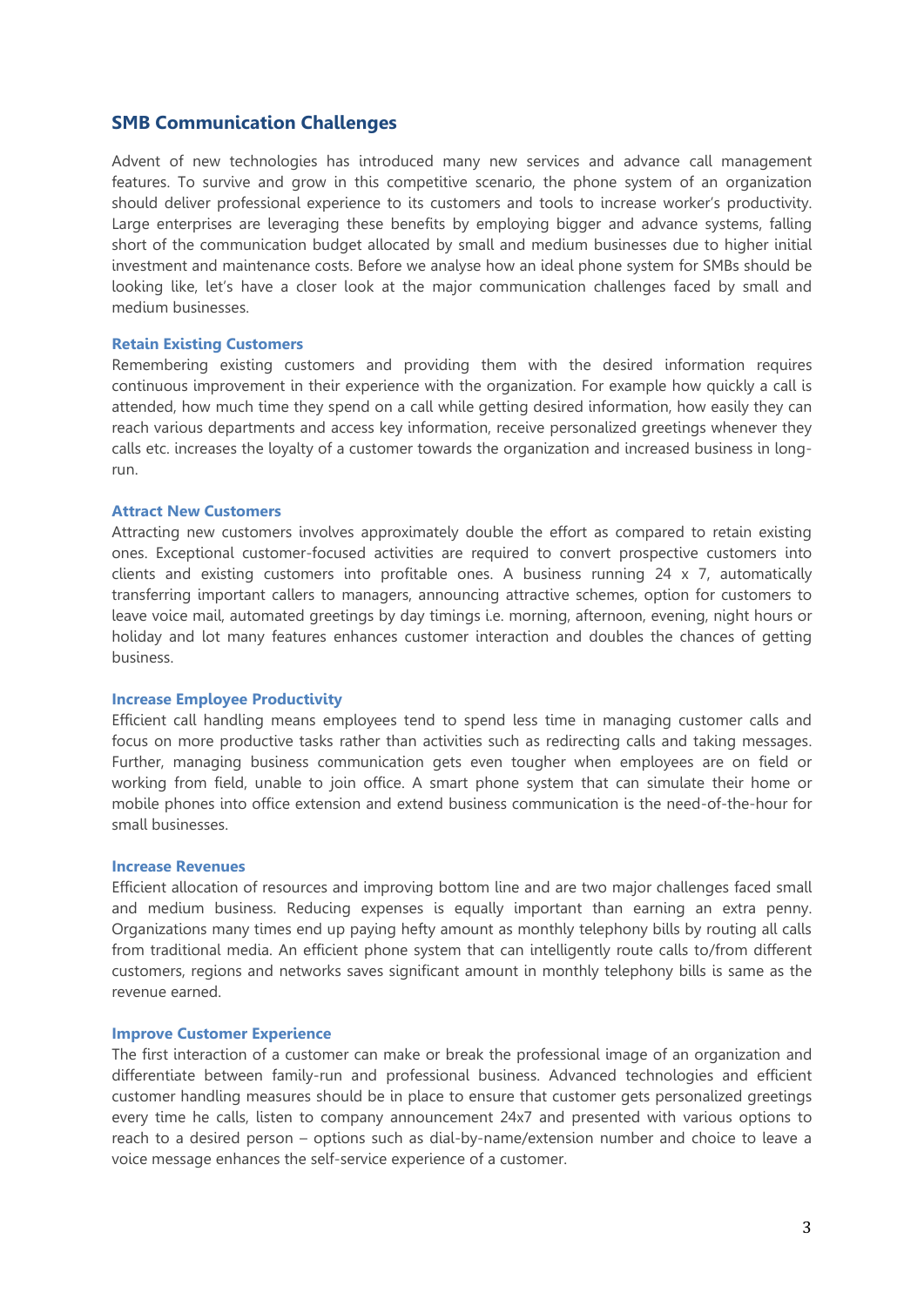## SMB Communication Challenges

Advent of new technologies has introduced many new services and advance call management features. To survive and grow in this competitive scenario, the phone system of an organization should deliver professional experience to its customers and tools to increase worker's productivity. Large enterprises are leveraging these benefits by employing bigger and advance systems, falling short of the communication budget allocated by small and medium businesses due to higher initial investment and maintenance costs. Before we analyse how an ideal phone system for SMBs should be looking like, let's have a closer look at the major communication challenges faced by small and medium businesses.

### Retain Existing Customers

Remembering existing customers and providing them with the desired information requires continuous improvement in their experience with the organization. For example how quickly a call is attended, how much time they spend on a call while getting desired information, how easily they can reach various departments and access key information, receive personalized greetings whenever they calls etc. increases the loyalty of a customer towards the organization and increased business in long-run.

### Attract New Customers

Attracting new customers involves approximately double the effort as compared to retain existing ones. Exceptional customer-focused activities are required to convert prospective customers into clients and existing customers into profitable ones. A business running 24 x 7, automatically transferring important callers to managers, announcing attractive schemes, option for customers to leave voice mail, automated greetings by day timings i.e. morning, afternoon, evening, night hours or holiday and lot many features enhances customer interaction and doubles the chances of getting business.

### Increase Employee Productivity

Efficient call handling means employees tend to spend less time in managing customer calls and focus on more productive tasks rather than activities such as redirecting calls and taking messages. Further, managing business communication gets even tougher when employees are on field or working from field, unable to join office. A smart phone system that can simulate their home or mobile phones into office extension and extend business communication is the need-of-the-hour for small businesses.

### Increase Revenues

Efficient allocation of resources and improving bottom line and are two major challenges faced small and medium business. Reducing expenses is equally important than earning an extra penny. Organizations many times end up paying hefty amount as monthly telephony bills by routing all calls from traditional media. An efficient phone system that can intelligently route calls to/from different customers, regions and networks saves significant amount in monthly telephony bills is same as the revenue earned.

### Improve Customer Experience

The first interaction of a customer can make or break the professional image of an organization and differentiate between family-run and professional business. Advanced technologies and efficient customer handling measures should be in place to ensure that customer gets personalized greetings every time he calls, listen to company announcement 24x7 and presented with various options to reach to a desired person – options such as dial-by-name/extension number and choice to leave a voice message enhances the self-service experience of a customer.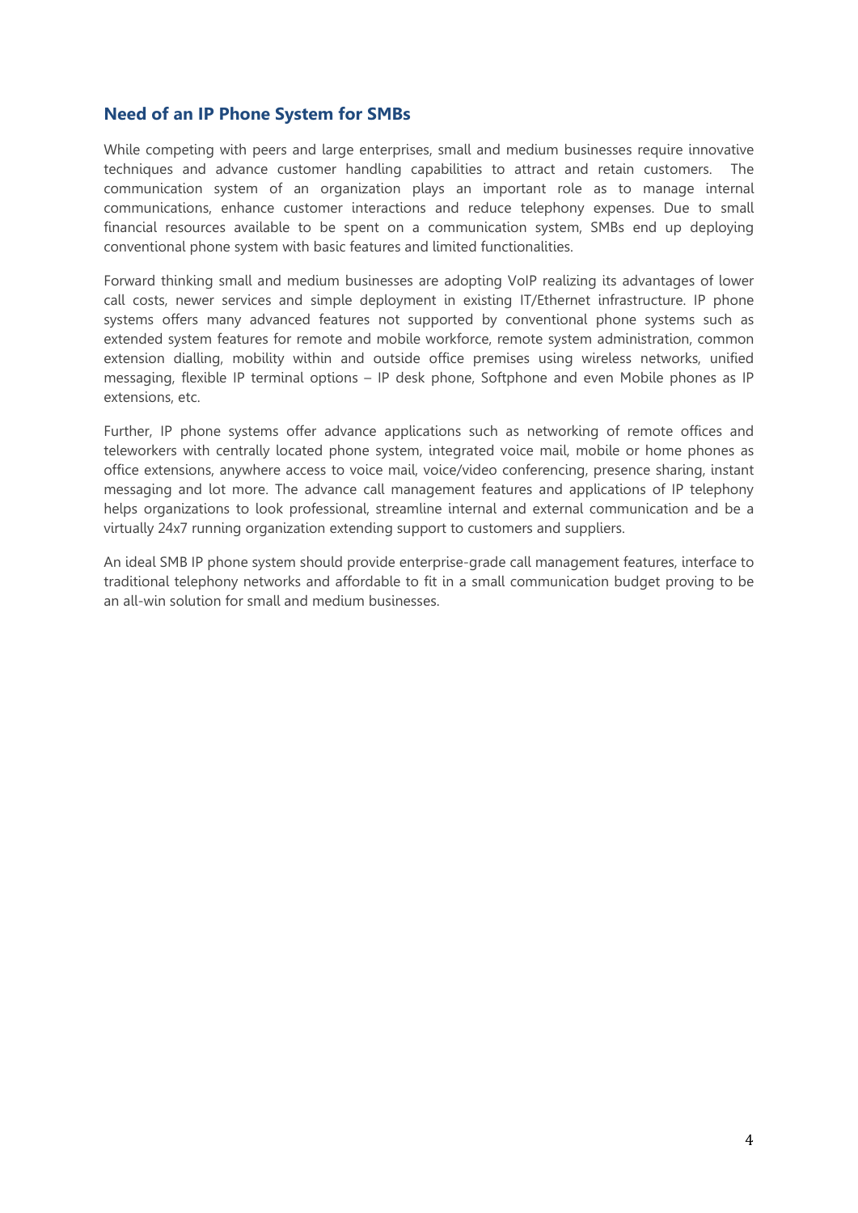## Need of an IP Phone System for SMBs

While competing with peers and large enterprises, small and medium businesses require innovative techniques and advance customer handling capabilities to attract and retain customers. The communication system of an organization plays an important role as to manage internal communications, enhance customer interactions and reduce telephony expenses. Due to small financial resources available to be spent on a communication system, SMBs end up deploying conventional phone system with basic features and limited functionalities.

Forward thinking small and medium businesses are adopting VoIP realizing its advantages of lower call costs, newer services and simple deployment in existing IT/Ethernet infrastructure. IP phone systems offers many advanced features not supported by conventional phone systems such as extended system features for remote and mobile workforce, remote system administration, common extension dialling, mobility within and outside office premises using wireless networks, unified messaging, flexible IP terminal options – IP desk phone, Softphone and even Mobile phones as IP extensions, etc.

Further, IP phone systems offer advance applications such as networking of remote offices and teleworkers with centrally located phone system, integrated voice mail, mobile or home phones as office extensions, anywhere access to voice mail, voice/video conferencing, presence sharing, instant messaging and lot more. The advance call management features and applications of IP telephony helps organizations to look professional, streamline internal and external communication and be a virtually 24x7 running organization extending support to customers and suppliers.

An ideal SMB IP phone system should provide enterprise-grade call management features, interface to traditional telephony networks and affordable to fit in a small communication budget proving to be an all-win solution for small and medium businesses.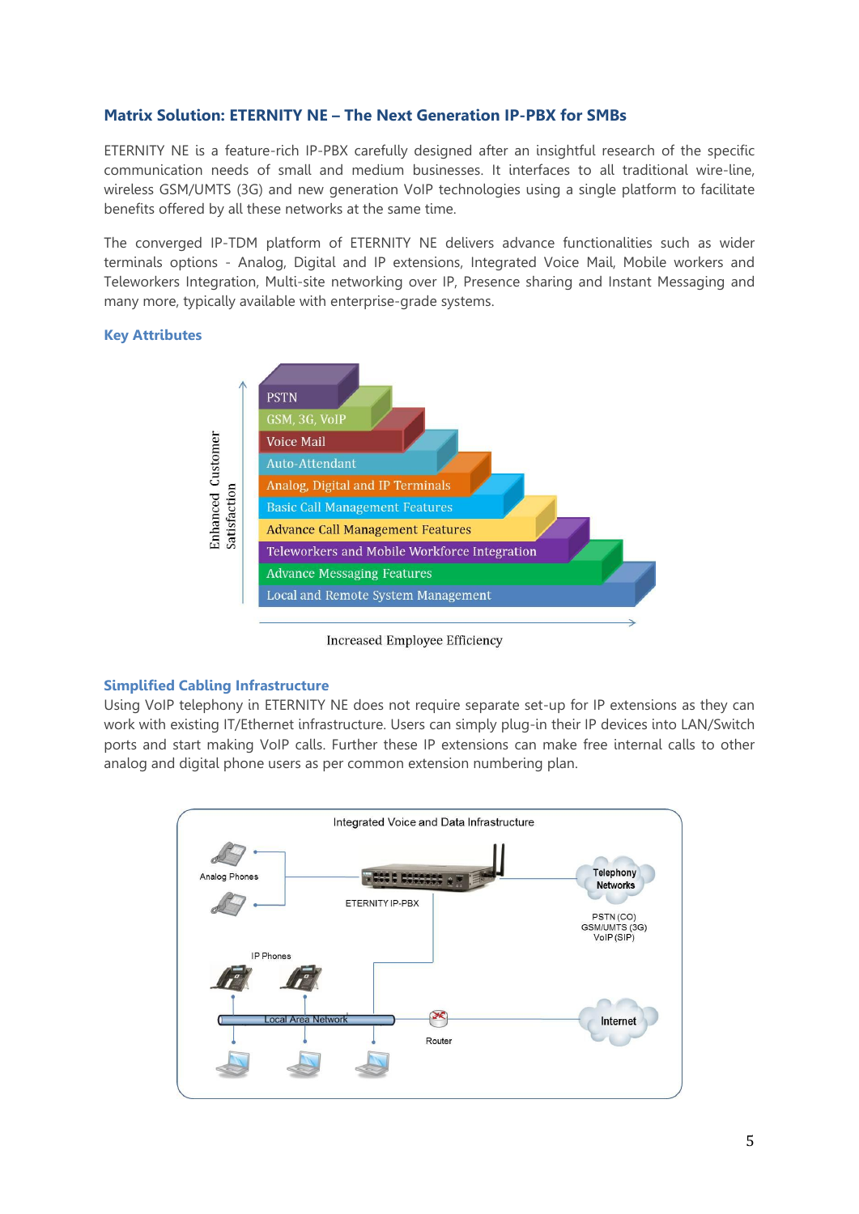### Matrix Solution: ETERNITY NE – The Next Generation IP-PBX for SMBs

ETERNITY NE is a feature-rich IP-PBX carefully designed after an insightful research of the specific communication needs of small and medium businesses. It interfaces to all traditional wire-line, wireless GSM/UMTS (3G) and new generation VoIP technologies using a single platform to facilitate benefits offered by all these networks at the same time.

The converged IP-TDM platform of ETERNITY NE delivers advance functionalities such as wider terminals options - Analog, Digital and IP extensions, Integrated Voice Mail, Mobile workers and Teleworkers Integration, Multi-site networking over IP, Presence sharing and Instant Messaging and many more, typically available with enterprise-grade systems.

#### Key Attributes

Enhanced Customer Satisfaction

- PSTN
- GSM, 3G, VoIP
- Voice Mail
- Auto-Attendant
- Analog, Digital and IP Terminals
- Basic Call Management Features
- Advance Call Management Features
- Teleworkers and Mobile Workforce Integration
- Advance Messaging Features
- Local and Remote System Management

Increased Employee Efficiency

#### Simplified Cabling Infrastructure

Using VoIP telephony in ETERNITY NE does not require separate set-up for IP extensions as they can work with existing IT/Ethernet infrastructure. Users can simply plug-in their IP devices into LAN/Switch ports and start making VoIP calls. Further these IP extensions can make free internal calls to other analog and digital phone users as per common extension numbering plan.

Integrated Voice and Data Infrastructure

Analog Phones · ETERNITY IP-PBX · Telephony Networks (PSTN (CO), GSM/UMTS (3G), VoIP (SIP)) · IP Phones · Local Area Network · Router · Internet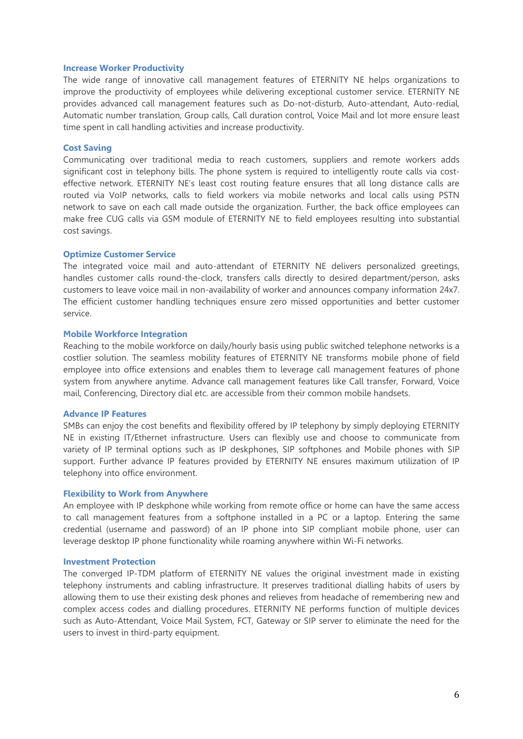### Increase Worker Productivity

The wide range of innovative call management features of ETERNITY NE helps organizations to improve the productivity of employees while delivering exceptional customer service. ETERNITY NE provides advanced call management features such as Do-not-disturb, Auto-attendant, Auto-redial, Automatic number translation, Group calls, Call duration control, Voice Mail and lot more ensure least time spent in call handling activities and increase productivity.

### Cost Saving

Communicating over traditional media to reach customers, suppliers and remote workers adds significant cost in telephony bills. The phone system is required to intelligently route calls via cost-effective network. ETERNITY NE's least cost routing feature ensures that all long distance calls are routed via VoIP networks, calls to field workers via mobile networks and local calls using PSTN network to save on each call made outside the organization. Further, the back office employees can make free CUG calls via GSM module of ETERNITY NE to field employees resulting into substantial cost savings.

### Optimize Customer Service

The integrated voice mail and auto-attendant of ETERNITY NE delivers personalized greetings, handles customer calls round-the-clock, transfers calls directly to desired department/person, asks customers to leave voice mail in non-availability of worker and announces company information 24x7. The efficient customer handling techniques ensure zero missed opportunities and better customer service.

### Mobile Workforce Integration

Reaching to the mobile workforce on daily/hourly basis using public switched telephone networks is a costlier solution. The seamless mobility features of ETERNITY NE transforms mobile phone of field employee into office extensions and enables them to leverage call management features of phone system from anywhere anytime. Advance call management features like Call transfer, Forward, Voice mail, Conferencing, Directory dial etc. are accessible from their common mobile handsets.

### Advance IP Features

SMBs can enjoy the cost benefits and flexibility offered by IP telephony by simply deploying ETERNITY NE in existing IT/Ethernet infrastructure. Users can flexibly use and choose to communicate from variety of IP terminal options such as IP deskphones, SIP softphones and Mobile phones with SIP support. Further advance IP features provided by ETERNITY NE ensures maximum utilization of IP telephony into office environment.

### Flexibility to Work from Anywhere

An employee with IP deskphone while working from remote office or home can have the same access to call management features from a softphone installed in a PC or a laptop. Entering the same credential (username and password) of an IP phone into SIP compliant mobile phone, user can leverage desktop IP phone functionality while roaming anywhere within Wi-Fi networks.

### Investment Protection

The converged IP-TDM platform of ETERNITY NE values the original investment made in existing telephony instruments and cabling infrastructure. It preserves traditional dialling habits of users by allowing them to use their existing desk phones and relieves from headache of remembering new and complex access codes and dialling procedures. ETERNITY NE performs function of multiple devices such as Auto-Attendant, Voice Mail System, FCT, Gateway or SIP server to eliminate the need for the users to invest in third-party equipment.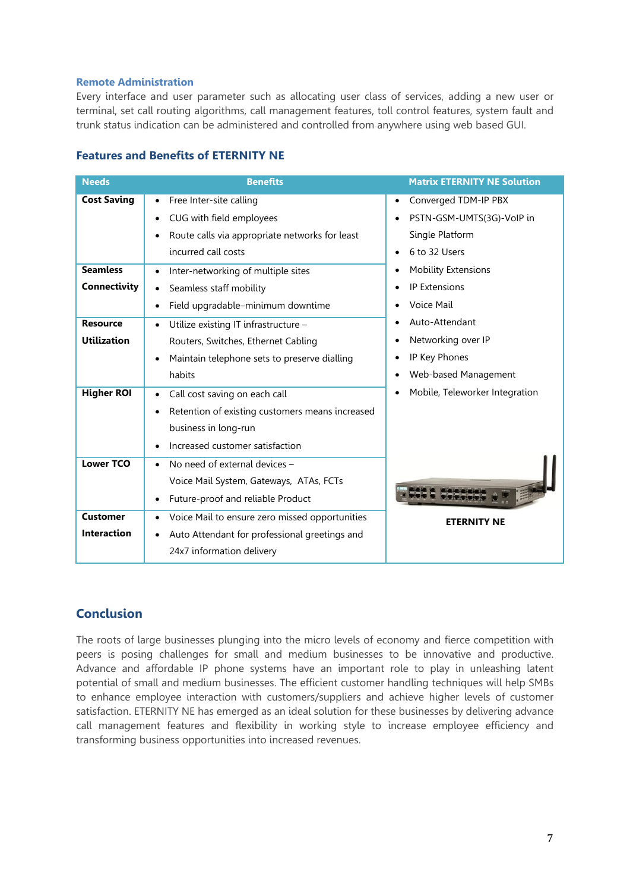### Remote Administration

Every interface and user parameter such as allocating user class of services, adding a new user or terminal, set call routing algorithms, call management features, toll control features, system fault and trunk status indication can be administered and controlled from anywhere using web based GUI.

## Features and Benefits of ETERNITY NE

| Needs | Benefits | Matrix ETERNITY NE Solution |
|---|---|---|
| **Cost Saving** | • Free Inter-site calling<br>• CUG with field employees<br>• Route calls via appropriate networks for least incurred call costs | • Converged TDM-IP PBX<br>• PSTN-GSM-UMTS(3G)-VoIP in Single Platform<br>• 6 to 32 Users<br>• Mobility Extensions<br>• IP Extensions<br>• Voice Mail<br>• Auto-Attendant<br>• Networking over IP<br>• IP Key Phones<br>• Web-based Management<br>• Mobile, Teleworker Integration<br><br>**ETERNITY NE** |
| **Seamless Connectivity** | • Inter-networking of multiple sites<br>• Seamless staff mobility<br>• Field upgradable–minimum downtime | |
| **Resource Utilization** | • Utilize existing IT infrastructure – Routers, Switches, Ethernet Cabling<br>• Maintain telephone sets to preserve dialling habits | |
| **Higher ROI** | • Call cost saving on each call<br>• Retention of existing customers means increased business in long-run<br>• Increased customer satisfaction | |
| **Lower TCO** | • No need of external devices – Voice Mail System, Gateways, ATAs, FCTs<br>• Future-proof and reliable Product | |
| **Customer Interaction** | • Voice Mail to ensure zero missed opportunities<br>• Auto Attendant for professional greetings and 24x7 information delivery | |

## Conclusion

The roots of large businesses plunging into the micro levels of economy and fierce competition with peers is posing challenges for small and medium businesses to be innovative and productive. Advance and affordable IP phone systems have an important role to play in unleashing latent potential of small and medium businesses. The efficient customer handling techniques will help SMBs to enhance employee interaction with customers/suppliers and achieve higher levels of customer satisfaction. ETERNITY NE has emerged as an ideal solution for these businesses by delivering advance call management features and flexibility in working style to increase employee efficiency and transforming business opportunities into increased revenues.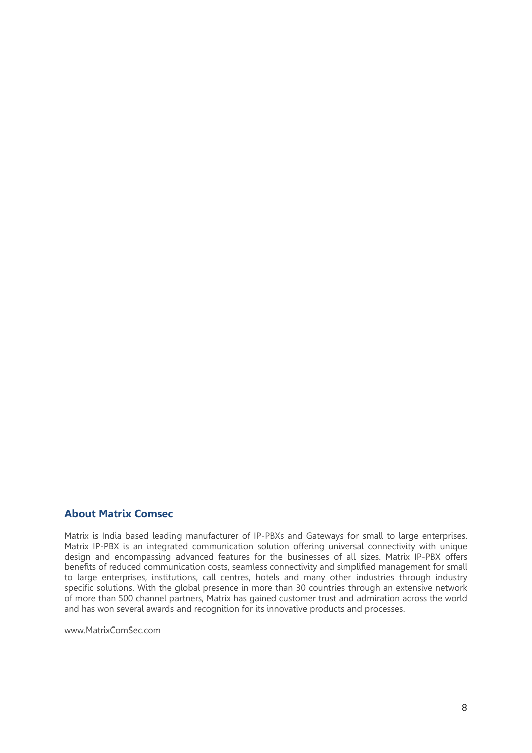## About Matrix Comsec

Matrix is India based leading manufacturer of IP-PBXs and Gateways for small to large enterprises. Matrix IP-PBX is an integrated communication solution offering universal connectivity with unique design and encompassing advanced features for the businesses of all sizes. Matrix IP-PBX offers benefits of reduced communication costs, seamless connectivity and simplified management for small to large enterprises, institutions, call centres, hotels and many other industries through industry specific solutions. With the global presence in more than 30 countries through an extensive network of more than 500 channel partners, Matrix has gained customer trust and admiration across the world and has won several awards and recognition for its innovative products and processes.

www.MatrixComSec.com